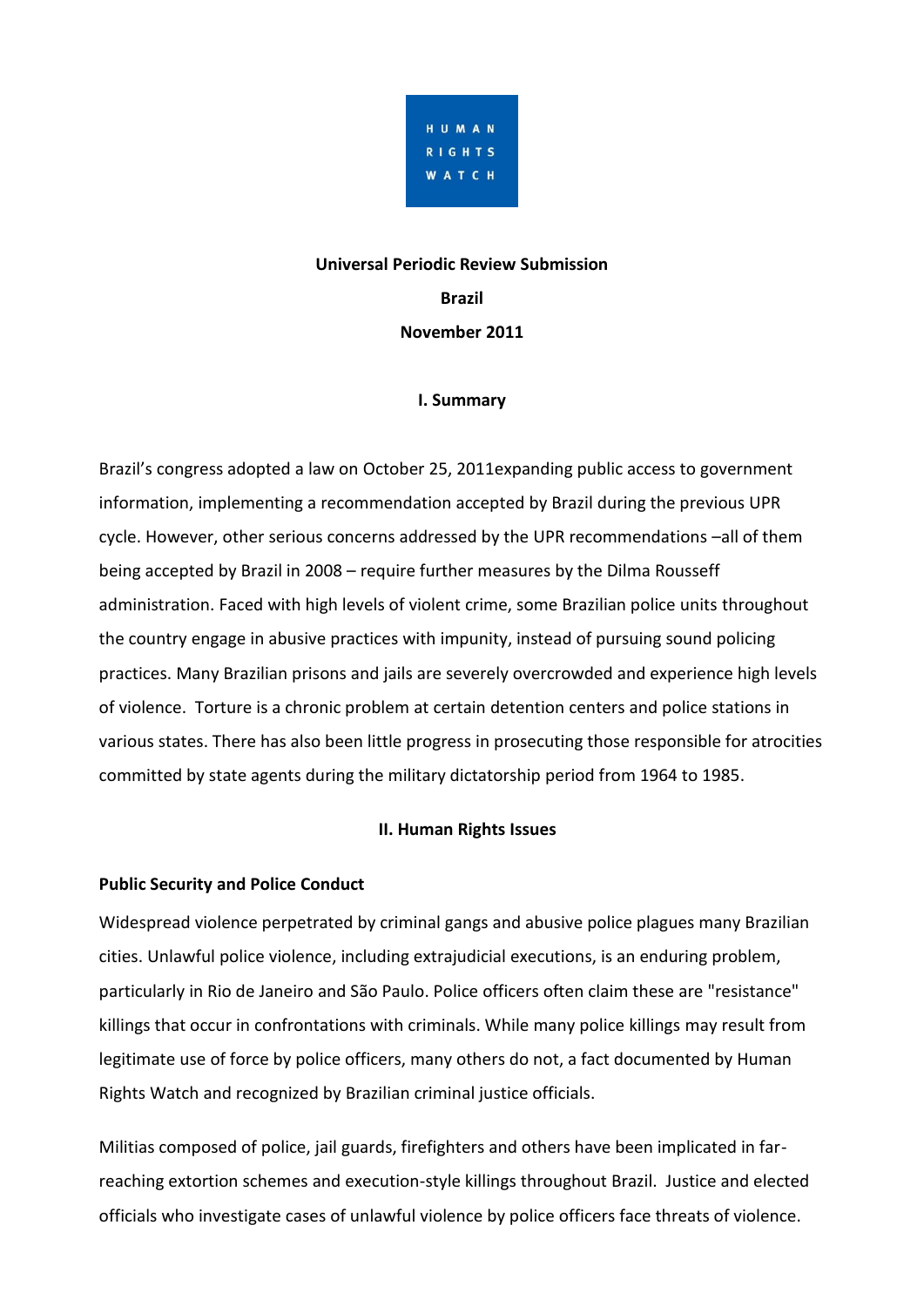HUMAN RIGHTS WATCH

**Universal Periodic Review Submission**

**Brazil**

**November 2011**

## I. Summary

Brazil's congress adopted a law on October 25, 2011expanding public access to government information, implementing a recommendation accepted by Brazil during the previous UPR cycle. However, other serious concerns addressed by the UPR recommendations –all of them being accepted by Brazil in 2008 – require further measures by the Dilma Rousseff administration. Faced with high levels of violent crime, some Brazilian police units throughout the country engage in abusive practices with impunity, instead of pursuing sound policing practices. Many Brazilian prisons and jails are severely overcrowded and experience high levels of violence. Torture is a chronic problem at certain detention centers and police stations in various states. There has also been little progress in prosecuting those responsible for atrocities committed by state agents during the military dictatorship period from 1964 to 1985.

## II. Human Rights Issues

### Public Security and Police Conduct

Widespread violence perpetrated by criminal gangs and abusive police plagues many Brazilian cities. Unlawful police violence, including extrajudicial executions, is an enduring problem, particularly in Rio de Janeiro and São Paulo. Police officers often claim these are "resistance" killings that occur in confrontations with criminals. While many police killings may result from legitimate use of force by police officers, many others do not, a fact documented by Human Rights Watch and recognized by Brazilian criminal justice officials.

Militias composed of police, jail guards, firefighters and others have been implicated in far-reaching extortion schemes and execution-style killings throughout Brazil. Justice and elected officials who investigate cases of unlawful violence by police officers face threats of violence.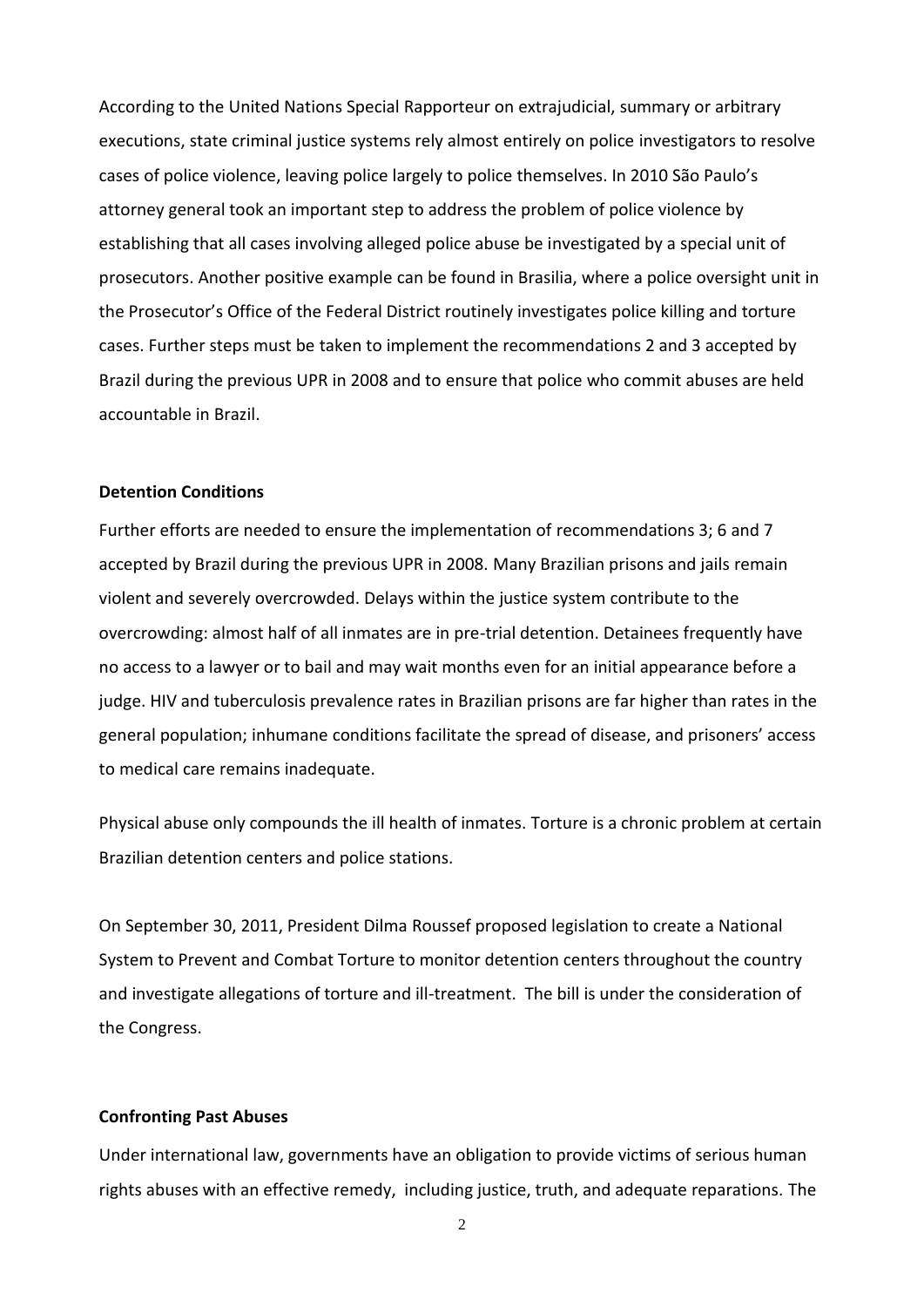According to the United Nations Special Rapporteur on extrajudicial, summary or arbitrary executions, state criminal justice systems rely almost entirely on police investigators to resolve cases of police violence, leaving police largely to police themselves. In 2010 São Paulo's attorney general took an important step to address the problem of police violence by establishing that all cases involving alleged police abuse be investigated by a special unit of prosecutors. Another positive example can be found in Brasilia, where a police oversight unit in the Prosecutor's Office of the Federal District routinely investigates police killing and torture cases. Further steps must be taken to implement the recommendations 2 and 3 accepted by Brazil during the previous UPR in 2008 and to ensure that police who commit abuses are held accountable in Brazil.

**Detention Conditions**

Further efforts are needed to ensure the implementation of recommendations 3; 6 and 7 accepted by Brazil during the previous UPR in 2008. Many Brazilian prisons and jails remain violent and severely overcrowded. Delays within the justice system contribute to the overcrowding: almost half of all inmates are in pre-trial detention. Detainees frequently have no access to a lawyer or to bail and may wait months even for an initial appearance before a judge. HIV and tuberculosis prevalence rates in Brazilian prisons are far higher than rates in the general population; inhumane conditions facilitate the spread of disease, and prisoners' access to medical care remains inadequate.

Physical abuse only compounds the ill health of inmates. Torture is a chronic problem at certain Brazilian detention centers and police stations.

On September 30, 2011, President Dilma Roussef proposed legislation to create a National System to Prevent and Combat Torture to monitor detention centers throughout the country and investigate allegations of torture and ill-treatment. The bill is under the consideration of the Congress.

**Confronting Past Abuses**

Under international law, governments have an obligation to provide victims of serious human rights abuses with an effective remedy, including justice, truth, and adequate reparations. The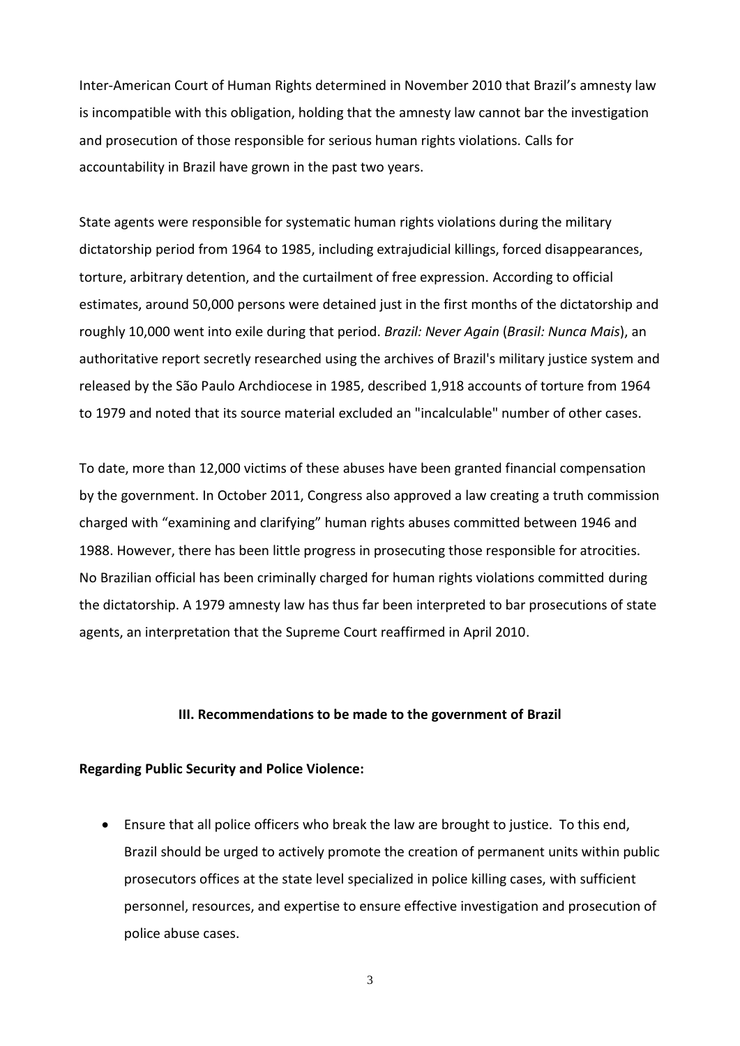Inter-American Court of Human Rights determined in November 2010 that Brazil's amnesty law is incompatible with this obligation, holding that the amnesty law cannot bar the investigation and prosecution of those responsible for serious human rights violations. Calls for accountability in Brazil have grown in the past two years.

State agents were responsible for systematic human rights violations during the military dictatorship period from 1964 to 1985, including extrajudicial killings, forced disappearances, torture, arbitrary detention, and the curtailment of free expression. According to official estimates, around 50,000 persons were detained just in the first months of the dictatorship and roughly 10,000 went into exile during that period. *Brazil: Never Again* (*Brasil: Nunca Mais*), an authoritative report secretly researched using the archives of Brazil's military justice system and released by the São Paulo Archdiocese in 1985, described 1,918 accounts of torture from 1964 to 1979 and noted that its source material excluded an "incalculable" number of other cases.

To date, more than 12,000 victims of these abuses have been granted financial compensation by the government. In October 2011, Congress also approved a law creating a truth commission charged with "examining and clarifying" human rights abuses committed between 1946 and 1988. However, there has been little progress in prosecuting those responsible for atrocities. No Brazilian official has been criminally charged for human rights violations committed during the dictatorship. A 1979 amnesty law has thus far been interpreted to bar prosecutions of state agents, an interpretation that the Supreme Court reaffirmed in April 2010.

## III. Recommendations to be made to the government of Brazil

**Regarding Public Security and Police Violence:**

- Ensure that all police officers who break the law are brought to justice. To this end, Brazil should be urged to actively promote the creation of permanent units within public prosecutors offices at the state level specialized in police killing cases, with sufficient personnel, resources, and expertise to ensure effective investigation and prosecution of police abuse cases.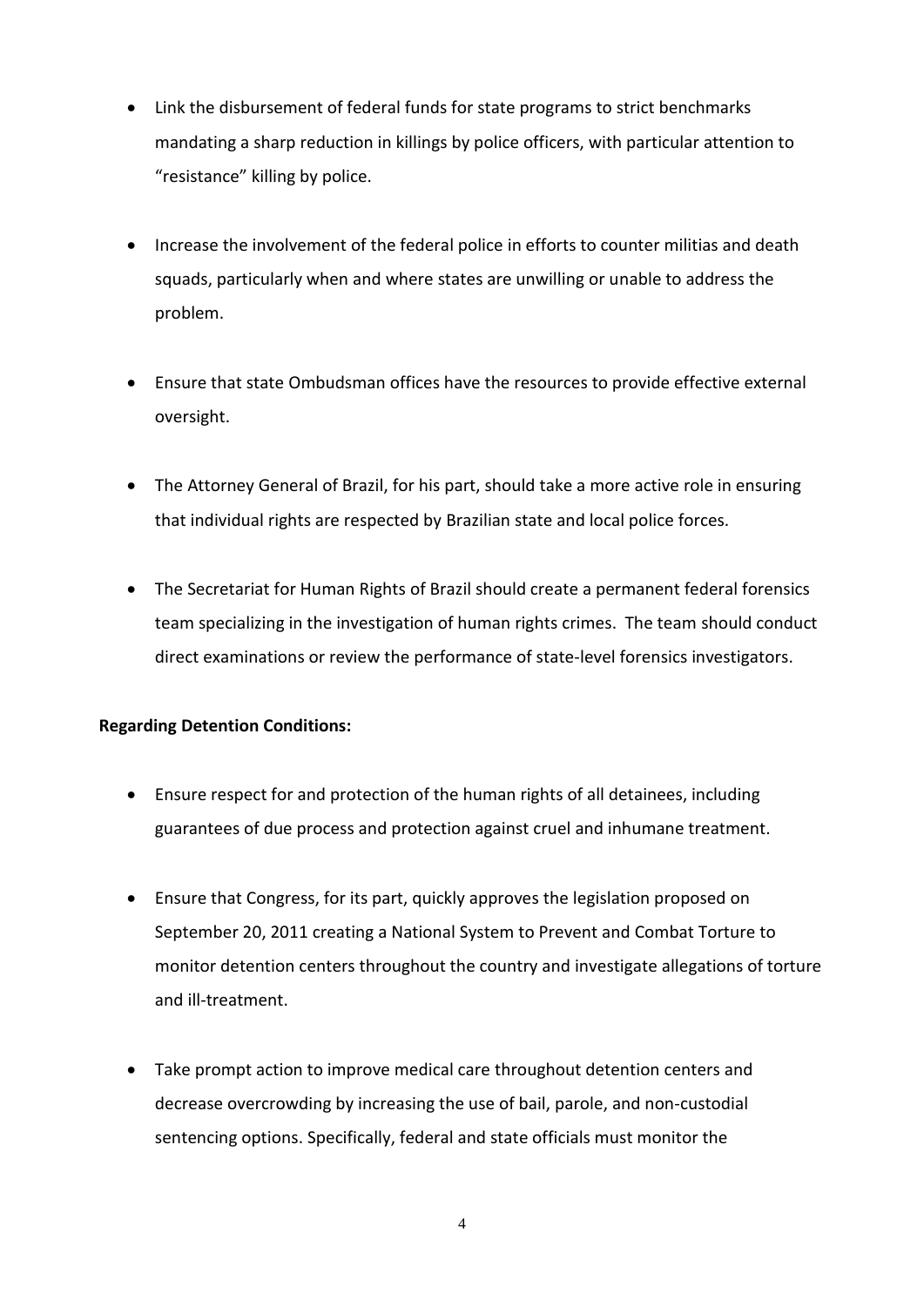- Link the disbursement of federal funds for state programs to strict benchmarks mandating a sharp reduction in killings by police officers, with particular attention to "resistance" killing by police.

- Increase the involvement of the federal police in efforts to counter militias and death squads, particularly when and where states are unwilling or unable to address the problem.

- Ensure that state Ombudsman offices have the resources to provide effective external oversight.

- The Attorney General of Brazil, for his part, should take a more active role in ensuring that individual rights are respected by Brazilian state and local police forces.

- The Secretariat for Human Rights of Brazil should create a permanent federal forensics team specializing in the investigation of human rights crimes. The team should conduct direct examinations or review the performance of state-level forensics investigators.

**Regarding Detention Conditions:**

- Ensure respect for and protection of the human rights of all detainees, including guarantees of due process and protection against cruel and inhumane treatment.

- Ensure that Congress, for its part, quickly approves the legislation proposed on September 20, 2011 creating a National System to Prevent and Combat Torture to monitor detention centers throughout the country and investigate allegations of torture and ill-treatment.

- Take prompt action to improve medical care throughout detention centers and decrease overcrowding by increasing the use of bail, parole, and non-custodial sentencing options. Specifically, federal and state officials must monitor the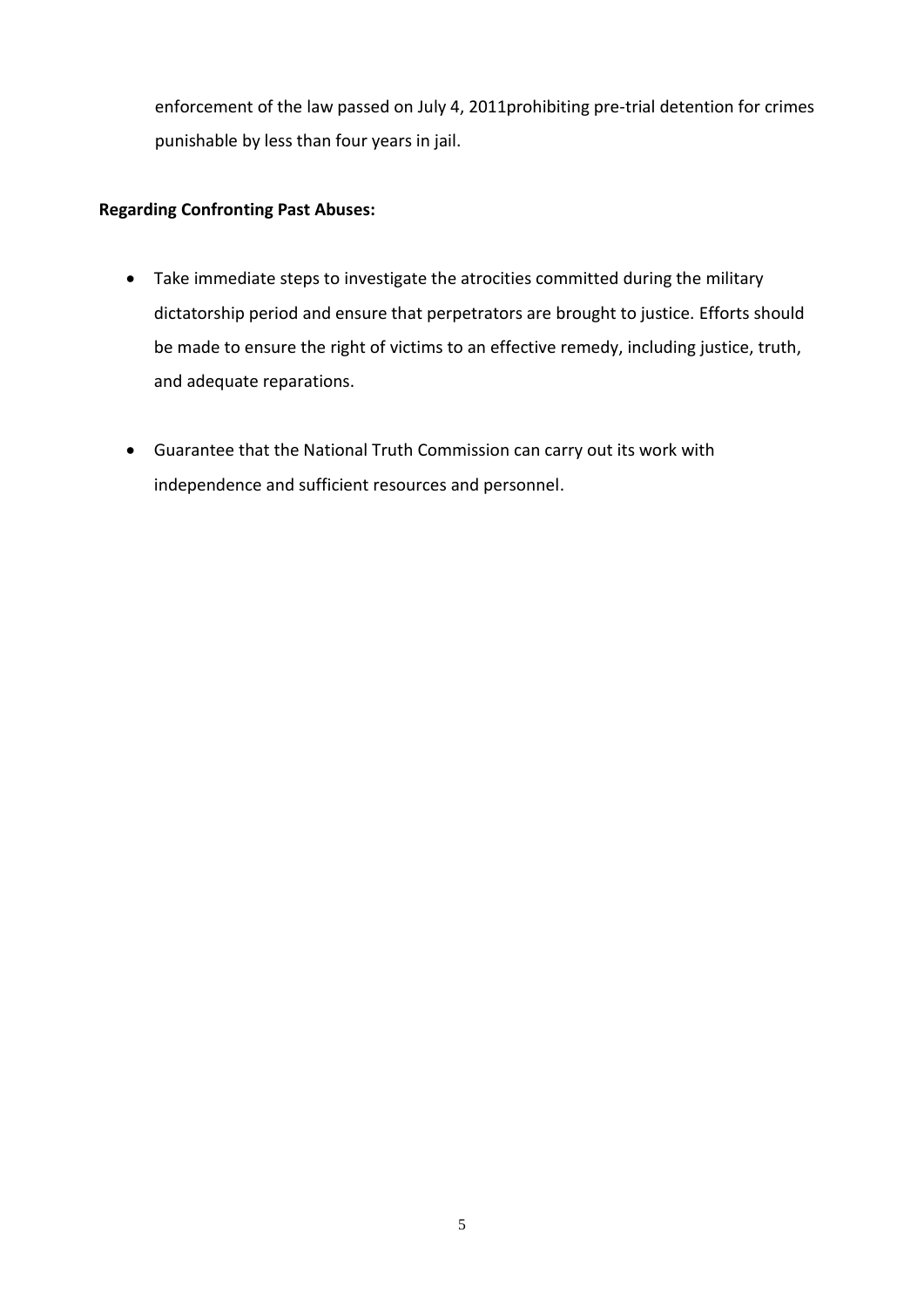enforcement of the law passed on July 4, 2011prohibiting pre-trial detention for crimes punishable by less than four years in jail.

**Regarding Confronting Past Abuses:**

- Take immediate steps to investigate the atrocities committed during the military dictatorship period and ensure that perpetrators are brought to justice. Efforts should be made to ensure the right of victims to an effective remedy, including justice, truth, and adequate reparations.

- Guarantee that the National Truth Commission can carry out its work with independence and sufficient resources and personnel.